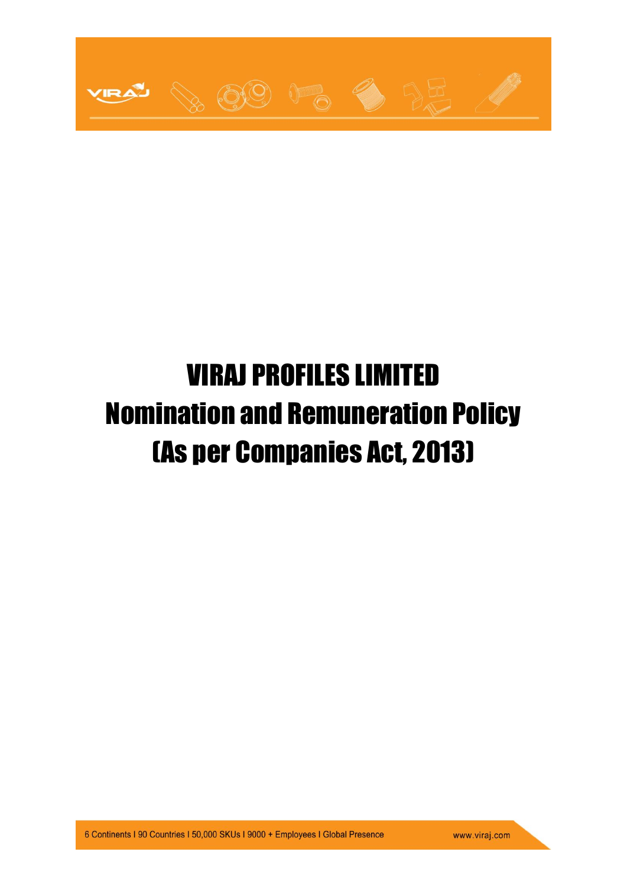# VIRAJ PROFILES LIMITED

# Nomination and Remuneration Policy

# (As per Companies Act, 2013)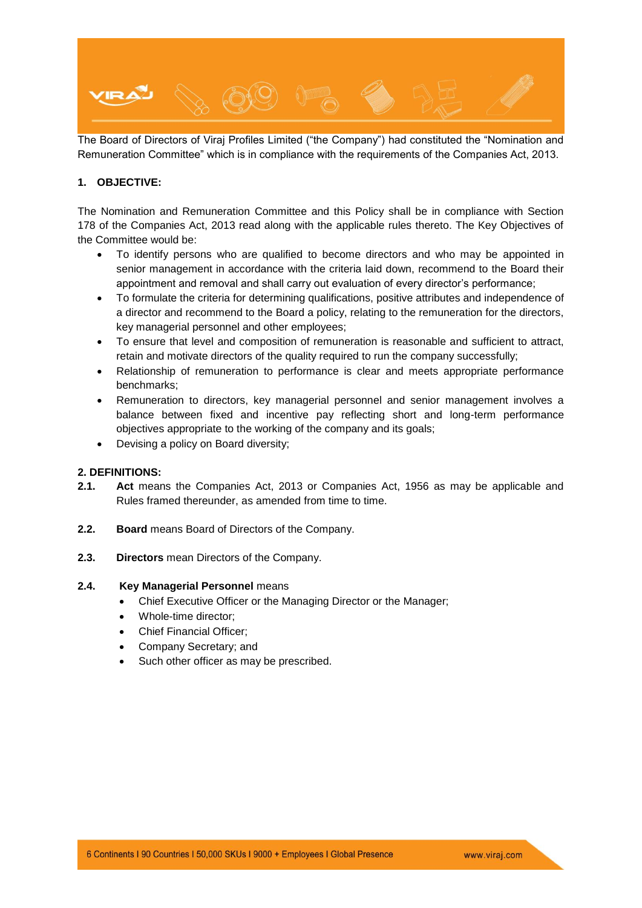The Board of Directors of Viraj Profiles Limited ("the Company") had constituted the "Nomination and Remuneration Committee" which is in compliance with the requirements of the Companies Act, 2013.

## 1. OBJECTIVE:

The Nomination and Remuneration Committee and this Policy shall be in compliance with Section 178 of the Companies Act, 2013 read along with the applicable rules thereto. The Key Objectives of the Committee would be:

- To identify persons who are qualified to become directors and who may be appointed in senior management in accordance with the criteria laid down, recommend to the Board their appointment and removal and shall carry out evaluation of every director's performance;
- To formulate the criteria for determining qualifications, positive attributes and independence of a director and recommend to the Board a policy, relating to the remuneration for the directors, key managerial personnel and other employees;
- To ensure that level and composition of remuneration is reasonable and sufficient to attract, retain and motivate directors of the quality required to run the company successfully;
- Relationship of remuneration to performance is clear and meets appropriate performance benchmarks;
- Remuneration to directors, key managerial personnel and senior management involves a balance between fixed and incentive pay reflecting short and long-term performance objectives appropriate to the working of the company and its goals;
- Devising a policy on Board diversity;

## 2. DEFINITIONS:

**2.1.** **Act** means the Companies Act, 2013 or Companies Act, 1956 as may be applicable and Rules framed thereunder, as amended from time to time.

**2.2.** **Board** means Board of Directors of the Company.

**2.3.** **Directors** mean Directors of the Company.

**2.4.** **Key Managerial Personnel** means

- Chief Executive Officer or the Managing Director or the Manager;
- Whole-time director;
- Chief Financial Officer;
- Company Secretary; and
- Such other officer as may be prescribed.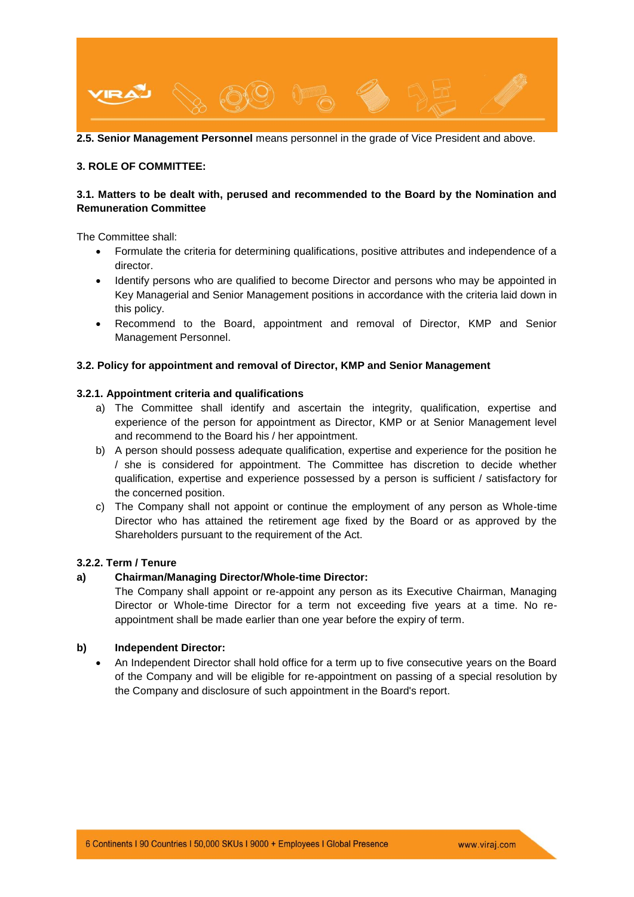**2.5. Senior Management Personnel** means personnel in the grade of Vice President and above.

## 3. ROLE OF COMMITTEE:

### 3.1. Matters to be dealt with, perused and recommended to the Board by the Nomination and Remuneration Committee

The Committee shall:

- Formulate the criteria for determining qualifications, positive attributes and independence of a director.
- Identify persons who are qualified to become Director and persons who may be appointed in Key Managerial and Senior Management positions in accordance with the criteria laid down in this policy.
- Recommend to the Board, appointment and removal of Director, KMP and Senior Management Personnel.

### 3.2. Policy for appointment and removal of Director, KMP and Senior Management

#### 3.2.1. Appointment criteria and qualifications

a) The Committee shall identify and ascertain the integrity, qualification, expertise and experience of the person for appointment as Director, KMP or at Senior Management level and recommend to the Board his / her appointment.

b) A person should possess adequate qualification, expertise and experience for the position he / she is considered for appointment. The Committee has discretion to decide whether qualification, expertise and experience possessed by a person is sufficient / satisfactory for the concerned position.

c) The Company shall not appoint or continue the employment of any person as Whole-time Director who has attained the retirement age fixed by the Board or as approved by the Shareholders pursuant to the requirement of the Act.

#### 3.2.2. Term / Tenure

**a) Chairman/Managing Director/Whole-time Director:**

The Company shall appoint or re-appoint any person as its Executive Chairman, Managing Director or Whole-time Director for a term not exceeding five years at a time. No re-appointment shall be made earlier than one year before the expiry of term.

**b) Independent Director:**

- An Independent Director shall hold office for a term up to five consecutive years on the Board of the Company and will be eligible for re-appointment on passing of a special resolution by the Company and disclosure of such appointment in the Board's report.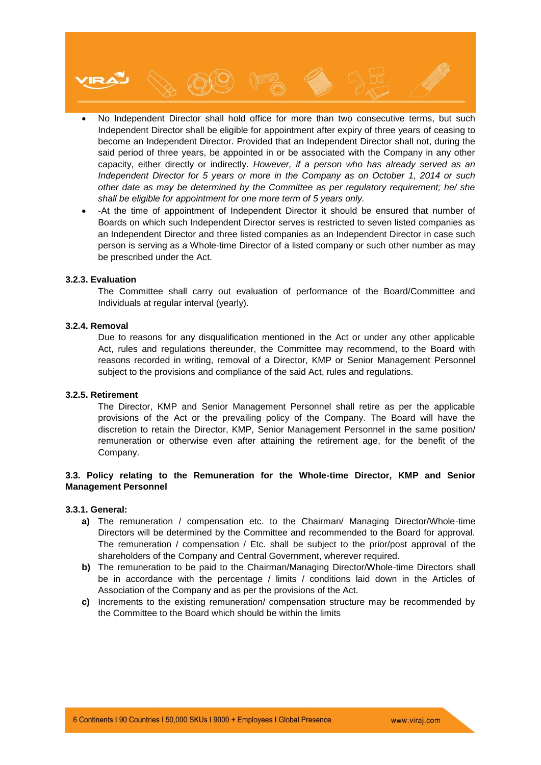- No Independent Director shall hold office for more than two consecutive terms, but such Independent Director shall be eligible for appointment after expiry of three years of ceasing to become an Independent Director. Provided that an Independent Director shall not, during the said period of three years, be appointed in or be associated with the Company in any other capacity, either directly or indirectly. *However, if a person who has already served as an Independent Director for 5 years or more in the Company as on October 1, 2014 or such other date as may be determined by the Committee as per regulatory requirement; he/ she shall be eligible for appointment for one more term of 5 years only.*
- -At the time of appointment of Independent Director it should be ensured that number of Boards on which such Independent Director serves is restricted to seven listed companies as an Independent Director and three listed companies as an Independent Director in case such person is serving as a Whole-time Director of a listed company or such other number as may be prescribed under the Act.

**3.2.3. Evaluation**

The Committee shall carry out evaluation of performance of the Board/Committee and Individuals at regular interval (yearly).

**3.2.4. Removal**

Due to reasons for any disqualification mentioned in the Act or under any other applicable Act, rules and regulations thereunder, the Committee may recommend, to the Board with reasons recorded in writing, removal of a Director, KMP or Senior Management Personnel subject to the provisions and compliance of the said Act, rules and regulations.

**3.2.5. Retirement**

The Director, KMP and Senior Management Personnel shall retire as per the applicable provisions of the Act or the prevailing policy of the Company. The Board will have the discretion to retain the Director, KMP, Senior Management Personnel in the same position/ remuneration or otherwise even after attaining the retirement age, for the benefit of the Company.

**3.3. Policy relating to the Remuneration for the Whole-time Director, KMP and Senior Management Personnel**

**3.3.1. General:**

**a)** The remuneration / compensation etc. to the Chairman/ Managing Director/Whole-time Directors will be determined by the Committee and recommended to the Board for approval. The remuneration / compensation / Etc. shall be subject to the prior/post approval of the shareholders of the Company and Central Government, wherever required.

**b)** The remuneration to be paid to the Chairman/Managing Director/Whole-time Directors shall be in accordance with the percentage / limits / conditions laid down in the Articles of Association of the Company and as per the provisions of the Act.

**c)** Increments to the existing remuneration/ compensation structure may be recommended by the Committee to the Board which should be within the limits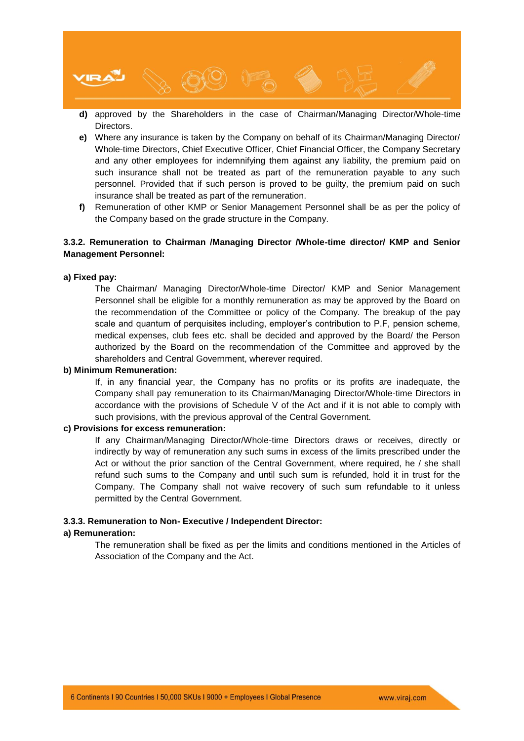d) approved by the Shareholders in the case of Chairman/Managing Director/Whole-time Directors.

e) Where any insurance is taken by the Company on behalf of its Chairman/Managing Director/ Whole-time Directors, Chief Executive Officer, Chief Financial Officer, the Company Secretary and any other employees for indemnifying them against any liability, the premium paid on such insurance shall not be treated as part of the remuneration payable to any such personnel. Provided that if such person is proved to be guilty, the premium paid on such insurance shall be treated as part of the remuneration.

f) Remuneration of other KMP or Senior Management Personnel shall be as per the policy of the Company based on the grade structure in the Company.

**3.3.2. Remuneration to Chairman /Managing Director /Whole-time director/ KMP and Senior Management Personnel:**

**a) Fixed pay:**

The Chairman/ Managing Director/Whole-time Director/ KMP and Senior Management Personnel shall be eligible for a monthly remuneration as may be approved by the Board on the recommendation of the Committee or policy of the Company. The breakup of the pay scale and quantum of perquisites including, employer's contribution to P.F, pension scheme, medical expenses, club fees etc. shall be decided and approved by the Board/ the Person authorized by the Board on the recommendation of the Committee and approved by the shareholders and Central Government, wherever required.

**b) Minimum Remuneration:**

If, in any financial year, the Company has no profits or its profits are inadequate, the Company shall pay remuneration to its Chairman/Managing Director/Whole-time Directors in accordance with the provisions of Schedule V of the Act and if it is not able to comply with such provisions, with the previous approval of the Central Government.

**c) Provisions for excess remuneration:**

If any Chairman/Managing Director/Whole-time Directors draws or receives, directly or indirectly by way of remuneration any such sums in excess of the limits prescribed under the Act or without the prior sanction of the Central Government, where required, he / she shall refund such sums to the Company and until such sum is refunded, hold it in trust for the Company. The Company shall not waive recovery of such sum refundable to it unless permitted by the Central Government.

**3.3.3. Remuneration to Non- Executive / Independent Director:**

**a) Remuneration:**

The remuneration shall be fixed as per the limits and conditions mentioned in the Articles of Association of the Company and the Act.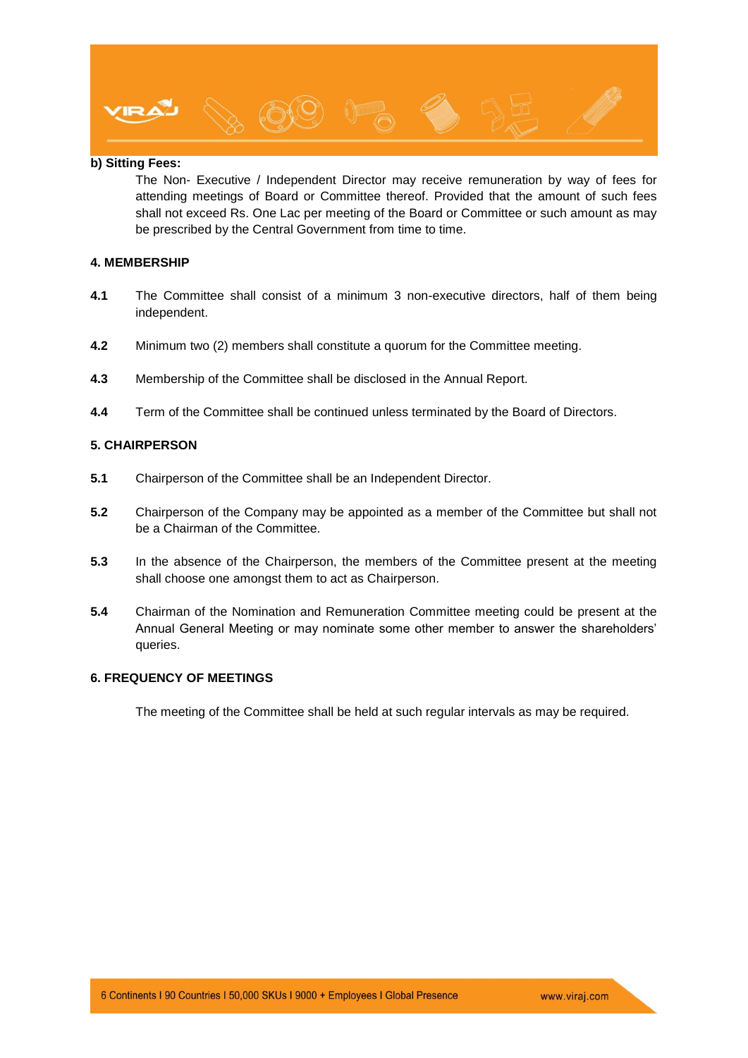**b) Sitting Fees:**

The Non- Executive / Independent Director may receive remuneration by way of fees for attending meetings of Board or Committee thereof. Provided that the amount of such fees shall not exceed Rs. One Lac per meeting of the Board or Committee or such amount as may be prescribed by the Central Government from time to time.

## 4. MEMBERSHIP

**4.1** The Committee shall consist of a minimum 3 non-executive directors, half of them being independent.

**4.2** Minimum two (2) members shall constitute a quorum for the Committee meeting.

**4.3** Membership of the Committee shall be disclosed in the Annual Report.

**4.4** Term of the Committee shall be continued unless terminated by the Board of Directors.

## 5. CHAIRPERSON

**5.1** Chairperson of the Committee shall be an Independent Director.

**5.2** Chairperson of the Company may be appointed as a member of the Committee but shall not be a Chairman of the Committee.

**5.3** In the absence of the Chairperson, the members of the Committee present at the meeting shall choose one amongst them to act as Chairperson.

**5.4** Chairman of the Nomination and Remuneration Committee meeting could be present at the Annual General Meeting or may nominate some other member to answer the shareholders' queries.

## 6. FREQUENCY OF MEETINGS

The meeting of the Committee shall be held at such regular intervals as may be required.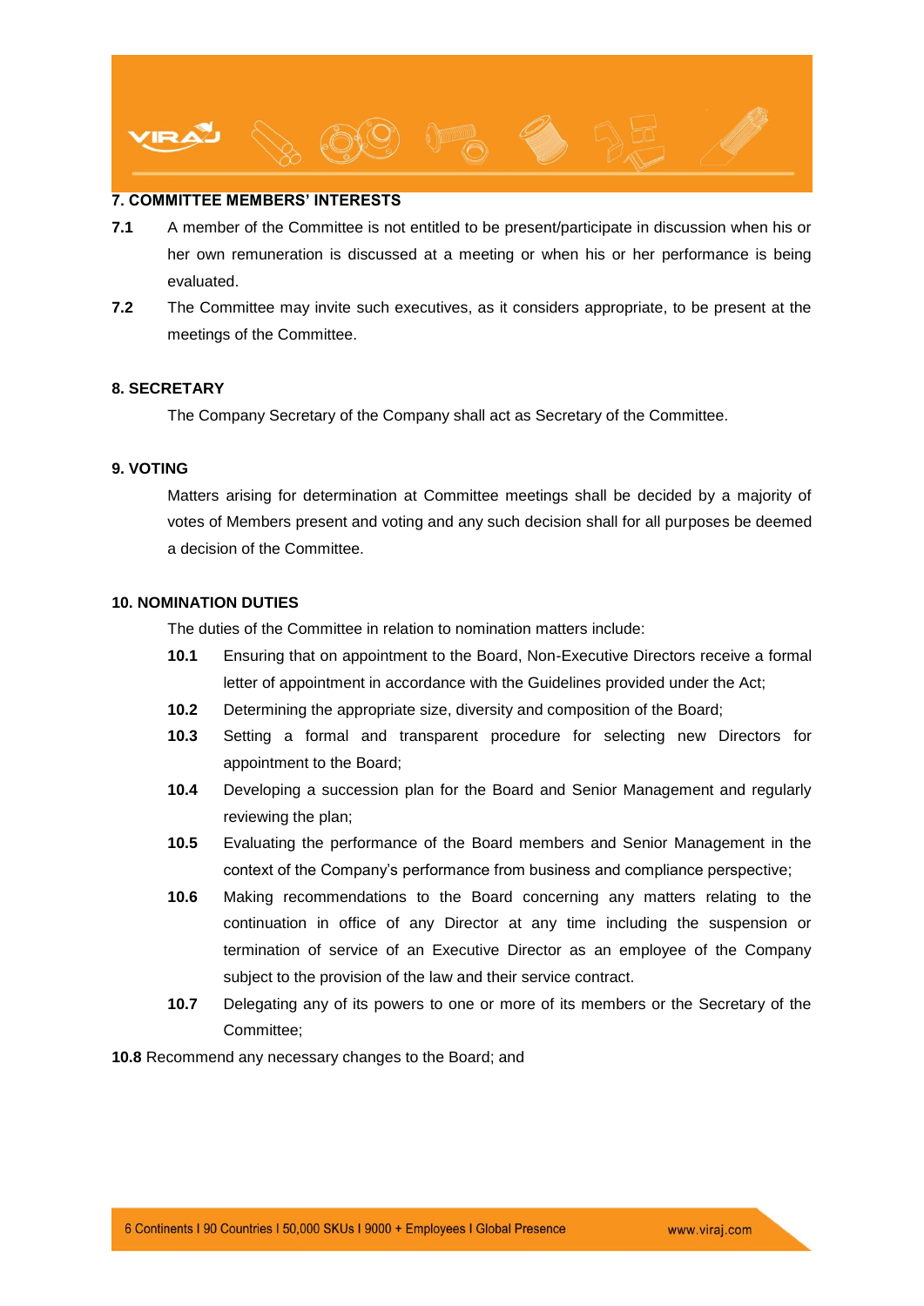## 7. COMMITTEE MEMBERS' INTERESTS

**7.1** A member of the Committee is not entitled to be present/participate in discussion when his or her own remuneration is discussed at a meeting or when his or her performance is being evaluated.

**7.2** The Committee may invite such executives, as it considers appropriate, to be present at the meetings of the Committee.

## 8. SECRETARY

The Company Secretary of the Company shall act as Secretary of the Committee.

## 9. VOTING

Matters arising for determination at Committee meetings shall be decided by a majority of votes of Members present and voting and any such decision shall for all purposes be deemed a decision of the Committee.

## 10. NOMINATION DUTIES

The duties of the Committee in relation to nomination matters include:

**10.1** Ensuring that on appointment to the Board, Non-Executive Directors receive a formal letter of appointment in accordance with the Guidelines provided under the Act;

**10.2** Determining the appropriate size, diversity and composition of the Board;

**10.3** Setting a formal and transparent procedure for selecting new Directors for appointment to the Board;

**10.4** Developing a succession plan for the Board and Senior Management and regularly reviewing the plan;

**10.5** Evaluating the performance of the Board members and Senior Management in the context of the Company's performance from business and compliance perspective;

**10.6** Making recommendations to the Board concerning any matters relating to the continuation in office of any Director at any time including the suspension or termination of service of an Executive Director as an employee of the Company subject to the provision of the law and their service contract.

**10.7** Delegating any of its powers to one or more of its members or the Secretary of the Committee;

**10.8** Recommend any necessary changes to the Board; and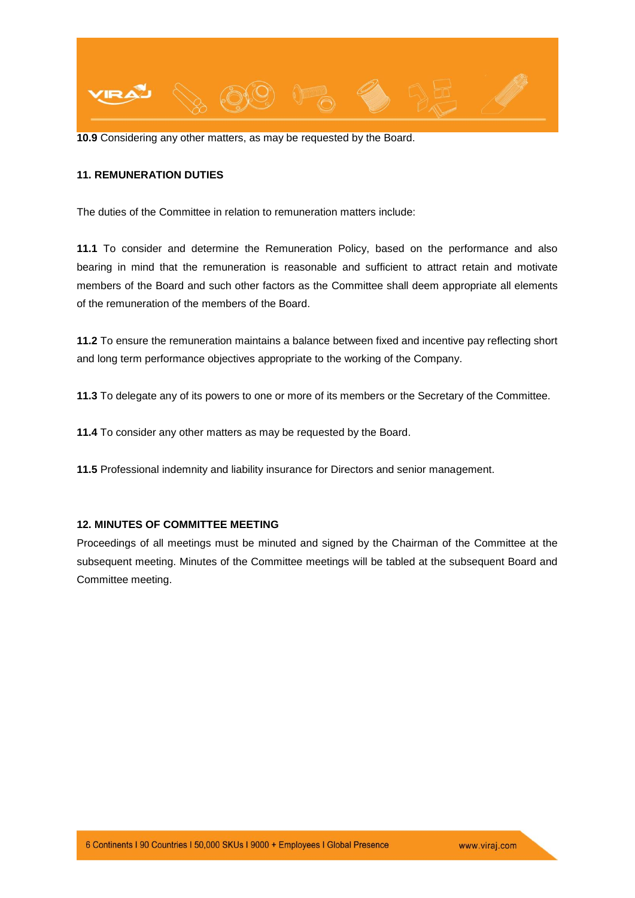**10.9** Considering any other matters, as may be requested by the Board.

## 11. REMUNERATION DUTIES

The duties of the Committee in relation to remuneration matters include:

**11.1** To consider and determine the Remuneration Policy, based on the performance and also bearing in mind that the remuneration is reasonable and sufficient to attract retain and motivate members of the Board and such other factors as the Committee shall deem appropriate all elements of the remuneration of the members of the Board.

**11.2** To ensure the remuneration maintains a balance between fixed and incentive pay reflecting short and long term performance objectives appropriate to the working of the Company.

**11.3** To delegate any of its powers to one or more of its members or the Secretary of the Committee.

**11.4** To consider any other matters as may be requested by the Board.

**11.5** Professional indemnity and liability insurance for Directors and senior management.

## 12. MINUTES OF COMMITTEE MEETING

Proceedings of all meetings must be minuted and signed by the Chairman of the Committee at the subsequent meeting. Minutes of the Committee meetings will be tabled at the subsequent Board and Committee meeting.